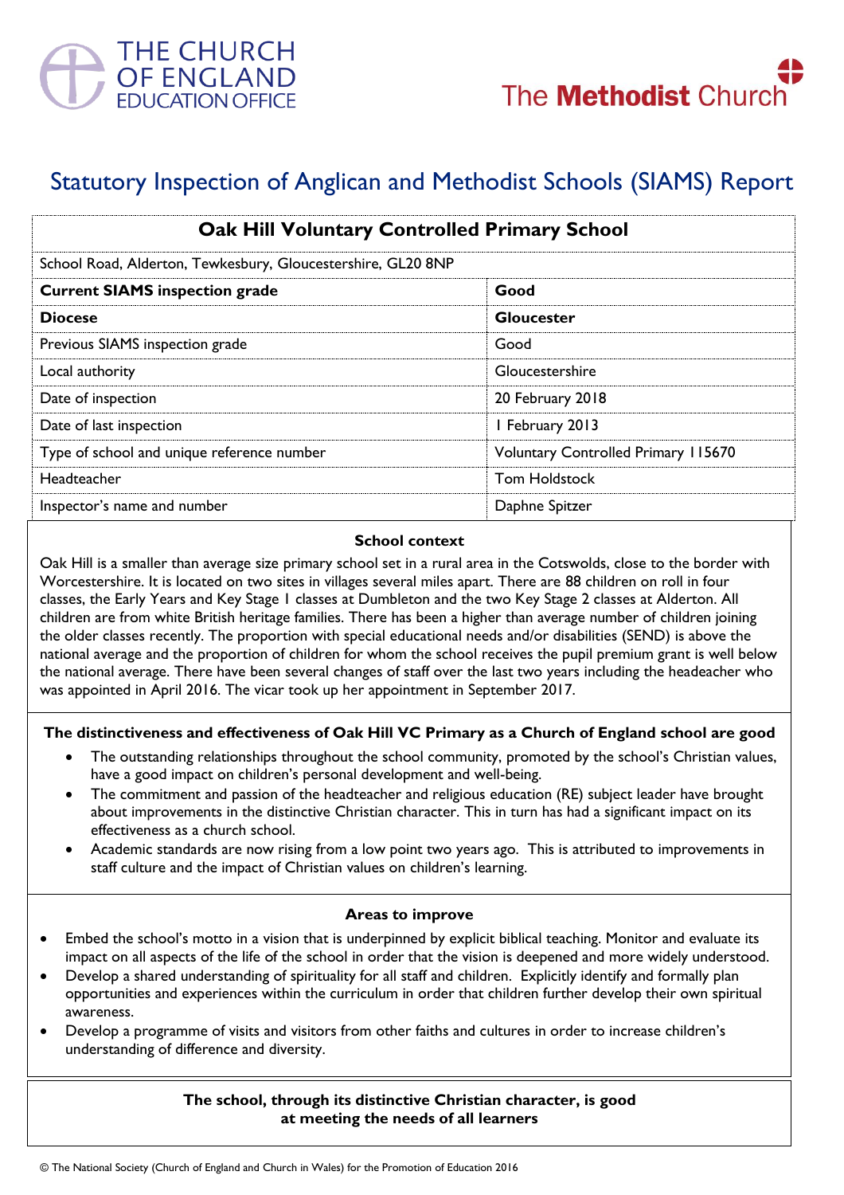THE CHURCH OF ENGLAND EDUCATION OFFICE

The Methodist Church

# Statutory Inspection of Anglican and Methodist Schools (SIAMS) Report

| Oak Hill Voluntary Controlled Primary School | |
|---|---|
| School Road, Alderton, Tewkesbury, Gloucestershire, GL20 8NP | |
| **Current SIAMS inspection grade** | **Good** |
| **Diocese** | **Gloucester** |
| Previous SIAMS inspection grade | Good |
| Local authority | Gloucestershire |
| Date of inspection | 20 February 2018 |
| Date of last inspection | 1 February 2013 |
| Type of school and unique reference number | Voluntary Controlled Primary 115670 |
| Headteacher | Tom Holdstock |
| Inspector's name and number | Daphne Spitzer |

### School context

Oak Hill is a smaller than average size primary school set in a rural area in the Cotswolds, close to the border with Worcestershire. It is located on two sites in villages several miles apart. There are 88 children on roll in four classes, the Early Years and Key Stage 1 classes at Dumbleton and the two Key Stage 2 classes at Alderton. All children are from white British heritage families. There has been a higher than average number of children joining the older classes recently. The proportion with special educational needs and/or disabilities (SEND) is above the national average and the proportion of children for whom the school receives the pupil premium grant is well below the national average. There have been several changes of staff over the last two years including the headeacher who was appointed in April 2016. The vicar took up her appointment in September 2017.

### The distinctiveness and effectiveness of Oak Hill VC Primary as a Church of England school are good

- The outstanding relationships throughout the school community, promoted by the school's Christian values, have a good impact on children's personal development and well-being.
- The commitment and passion of the headteacher and religious education (RE) subject leader have brought about improvements in the distinctive Christian character. This in turn has had a significant impact on its effectiveness as a church school.
- Academic standards are now rising from a low point two years ago. This is attributed to improvements in staff culture and the impact of Christian values on children's learning.

### Areas to improve

- Embed the school's motto in a vision that is underpinned by explicit biblical teaching. Monitor and evaluate its impact on all aspects of the life of the school in order that the vision is deepened and more widely understood.
- Develop a shared understanding of spirituality for all staff and children. Explicitly identify and formally plan opportunities and experiences within the curriculum in order that children further develop their own spiritual awareness.
- Develop a programme of visits and visitors from other faiths and cultures in order to increase children's understanding of difference and diversity.

**The school, through its distinctive Christian character, is good at meeting the needs of all learners**

© The National Society (Church of England and Church in Wales) for the Promotion of Education 2016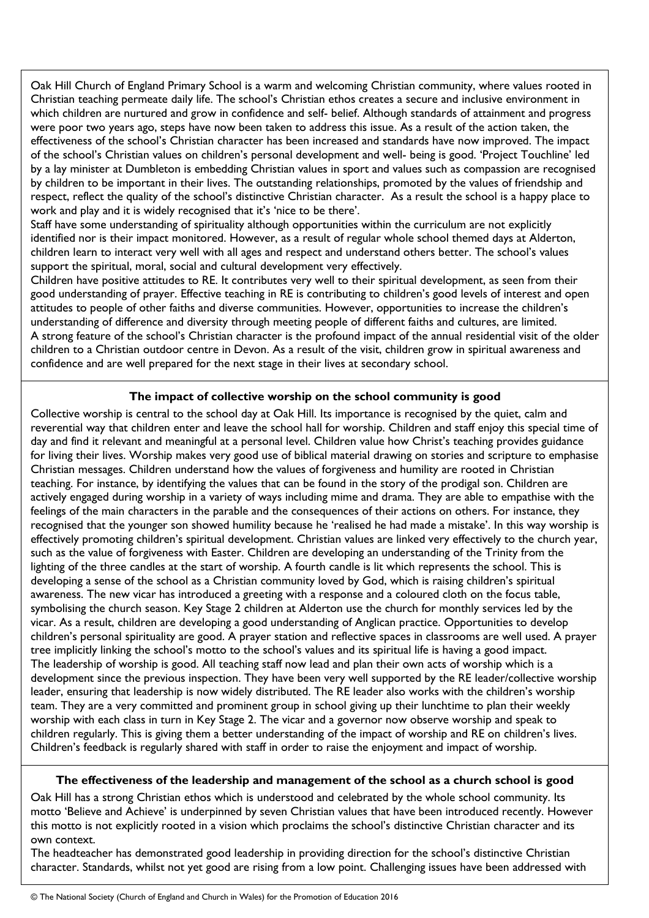Oak Hill Church of England Primary School is a warm and welcoming Christian community, where values rooted in Christian teaching permeate daily life. The school's Christian ethos creates a secure and inclusive environment in which children are nurtured and grow in confidence and self- belief. Although standards of attainment and progress were poor two years ago, steps have now been taken to address this issue. As a result of the action taken, the effectiveness of the school's Christian character has been increased and standards have now improved. The impact of the school's Christian values on children's personal development and well- being is good. 'Project Touchline' led by a lay minister at Dumbleton is embedding Christian values in sport and values such as compassion are recognised by children to be important in their lives. The outstanding relationships, promoted by the values of friendship and respect, reflect the quality of the school's distinctive Christian character. As a result the school is a happy place to work and play and it is widely recognised that it's 'nice to be there'.

Staff have some understanding of spirituality although opportunities within the curriculum are not explicitly identified nor is their impact monitored. However, as a result of regular whole school themed days at Alderton, children learn to interact very well with all ages and respect and understand others better. The school's values support the spiritual, moral, social and cultural development very effectively.

Children have positive attitudes to RE. It contributes very well to their spiritual development, as seen from their good understanding of prayer. Effective teaching in RE is contributing to children's good levels of interest and open attitudes to people of other faiths and diverse communities. However, opportunities to increase the children's understanding of difference and diversity through meeting people of different faiths and cultures, are limited.

A strong feature of the school's Christian character is the profound impact of the annual residential visit of the older children to a Christian outdoor centre in Devon. As a result of the visit, children grow in spiritual awareness and confidence and are well prepared for the next stage in their lives at secondary school.

## The impact of collective worship on the school community is good

Collective worship is central to the school day at Oak Hill. Its importance is recognised by the quiet, calm and reverential way that children enter and leave the school hall for worship. Children and staff enjoy this special time of day and find it relevant and meaningful at a personal level. Children value how Christ's teaching provides guidance for living their lives. Worship makes very good use of biblical material drawing on stories and scripture to emphasise Christian messages. Children understand how the values of forgiveness and humility are rooted in Christian teaching. For instance, by identifying the values that can be found in the story of the prodigal son. Children are actively engaged during worship in a variety of ways including mime and drama. They are able to empathise with the feelings of the main characters in the parable and the consequences of their actions on others. For instance, they recognised that the younger son showed humility because he 'realised he had made a mistake'. In this way worship is effectively promoting children's spiritual development. Christian values are linked very effectively to the church year, such as the value of forgiveness with Easter. Children are developing an understanding of the Trinity from the lighting of the three candles at the start of worship. A fourth candle is lit which represents the school. This is developing a sense of the school as a Christian community loved by God, which is raising children's spiritual awareness. The new vicar has introduced a greeting with a response and a coloured cloth on the focus table, symbolising the church season. Key Stage 2 children at Alderton use the church for monthly services led by the vicar. As a result, children are developing a good understanding of Anglican practice. Opportunities to develop children's personal spirituality are good. A prayer station and reflective spaces in classrooms are well used. A prayer tree implicitly linking the school's motto to the school's values and its spiritual life is having a good impact.

The leadership of worship is good. All teaching staff now lead and plan their own acts of worship which is a development since the previous inspection. They have been very well supported by the RE leader/collective worship leader, ensuring that leadership is now widely distributed. The RE leader also works with the children's worship team. They are a very committed and prominent group in school giving up their lunchtime to plan their weekly worship with each class in turn in Key Stage 2. The vicar and a governor now observe worship and speak to children regularly. This is giving them a better understanding of the impact of worship and RE on children's lives. Children's feedback is regularly shared with staff in order to raise the enjoyment and impact of worship.

## The effectiveness of the leadership and management of the school as a church school is good

Oak Hill has a strong Christian ethos which is understood and celebrated by the whole school community. Its motto 'Believe and Achieve' is underpinned by seven Christian values that have been introduced recently. However this motto is not explicitly rooted in a vision which proclaims the school's distinctive Christian character and its own context.

The headteacher has demonstrated good leadership in providing direction for the school's distinctive Christian character. Standards, whilst not yet good are rising from a low point. Challenging issues have been addressed with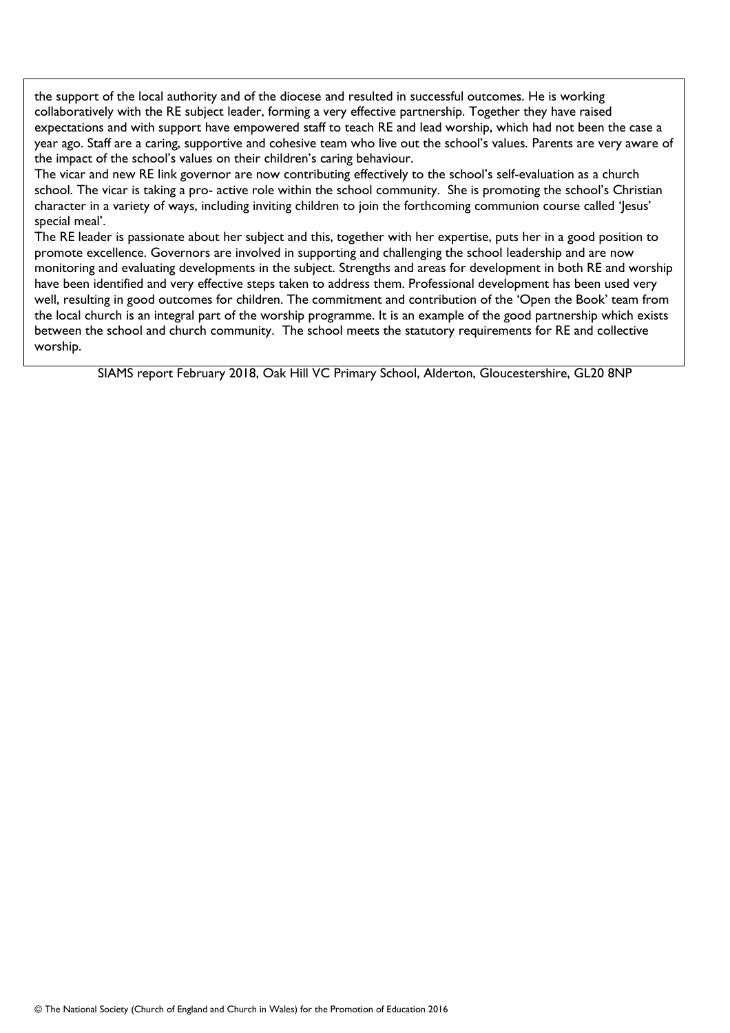the support of the local authority and of the diocese and resulted in successful outcomes. He is working collaboratively with the RE subject leader, forming a very effective partnership. Together they have raised expectations and with support have empowered staff to teach RE and lead worship, which had not been the case a year ago. Staff are a caring, supportive and cohesive team who live out the school's values. Parents are very aware of the impact of the school's values on their children's caring behaviour.

The vicar and new RE link governor are now contributing effectively to the school's self-evaluation as a church school. The vicar is taking a pro- active role within the school community. She is promoting the school's Christian character in a variety of ways, including inviting children to join the forthcoming communion course called 'Jesus' special meal'.

The RE leader is passionate about her subject and this, together with her expertise, puts her in a good position to promote excellence. Governors are involved in supporting and challenging the school leadership and are now monitoring and evaluating developments in the subject. Strengths and areas for development in both RE and worship have been identified and very effective steps taken to address them. Professional development has been used very well, resulting in good outcomes for children. The commitment and contribution of the 'Open the Book' team from the local church is an integral part of the worship programme. It is an example of the good partnership which exists between the school and church community. The school meets the statutory requirements for RE and collective worship.

SIAMS report February 2018, Oak Hill VC Primary School, Alderton, Gloucestershire, GL20 8NP

© The National Society (Church of England and Church in Wales) for the Promotion of Education 2016